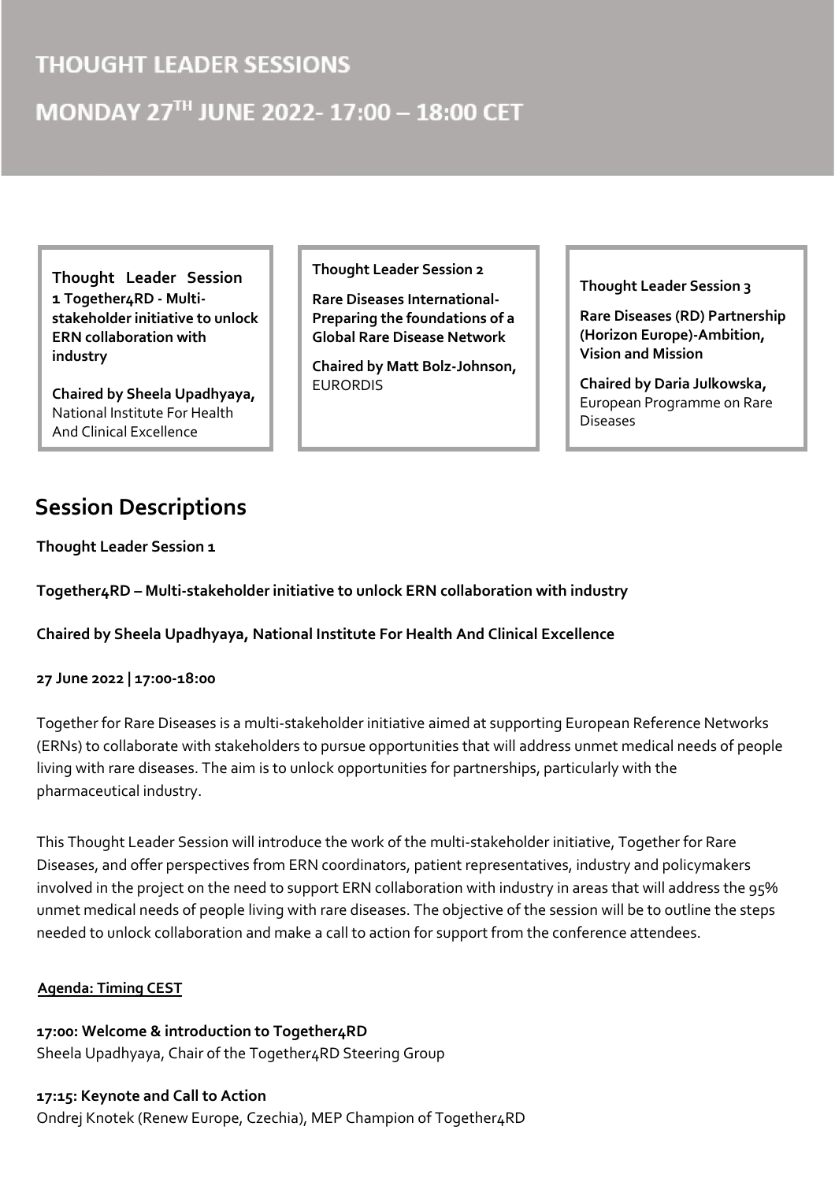# THOUGHT LEADER SESSIONS

# MONDAY 27TH JUNE 2022- 17:00 – 18:00 CET

**Thought Leader Session 1 Together4RD - Multi-stakeholder initiative to unlock ERN collaboration with industry**

**Chaired by Sheela Upadhyaya,** National Institute For Health And Clinical Excellence

**Thought Leader Session 2**

**Rare Diseases International- Preparing the foundations of a Global Rare Disease Network**

**Chaired by Matt Bolz-Johnson,** EURORDIS

**Thought Leader Session 3**

**Rare Diseases (RD) Partnership (Horizon Europe)-Ambition, Vision and Mission**

**Chaired by Daria Julkowska,** European Programme on Rare Diseases

## Session Descriptions

**Thought Leader Session 1**

**Together4RD – Multi-stakeholder initiative to unlock ERN collaboration with industry**

**Chaired by Sheela Upadhyaya, National Institute For Health And Clinical Excellence**

**27 June 2022 | 17:00-18:00**

Together for Rare Diseases is a multi-stakeholder initiative aimed at supporting European Reference Networks (ERNs) to collaborate with stakeholders to pursue opportunities that will address unmet medical needs of people living with rare diseases. The aim is to unlock opportunities for partnerships, particularly with the pharmaceutical industry.

This Thought Leader Session will introduce the work of the multi-stakeholder initiative, Together for Rare Diseases, and offer perspectives from ERN coordinators, patient representatives, industry and policymakers involved in the project on the need to support ERN collaboration with industry in areas that will address the 95% unmet medical needs of people living with rare diseases. The objective of the session will be to outline the steps needed to unlock collaboration and make a call to action for support from the conference attendees.

**Agenda: Timing CEST**

**17:00: Welcome & introduction to Together4RD**
Sheela Upadhyaya, Chair of the Together4RD Steering Group

**17:15: Keynote and Call to Action**
Ondrej Knotek (Renew Europe, Czechia), MEP Champion of Together4RD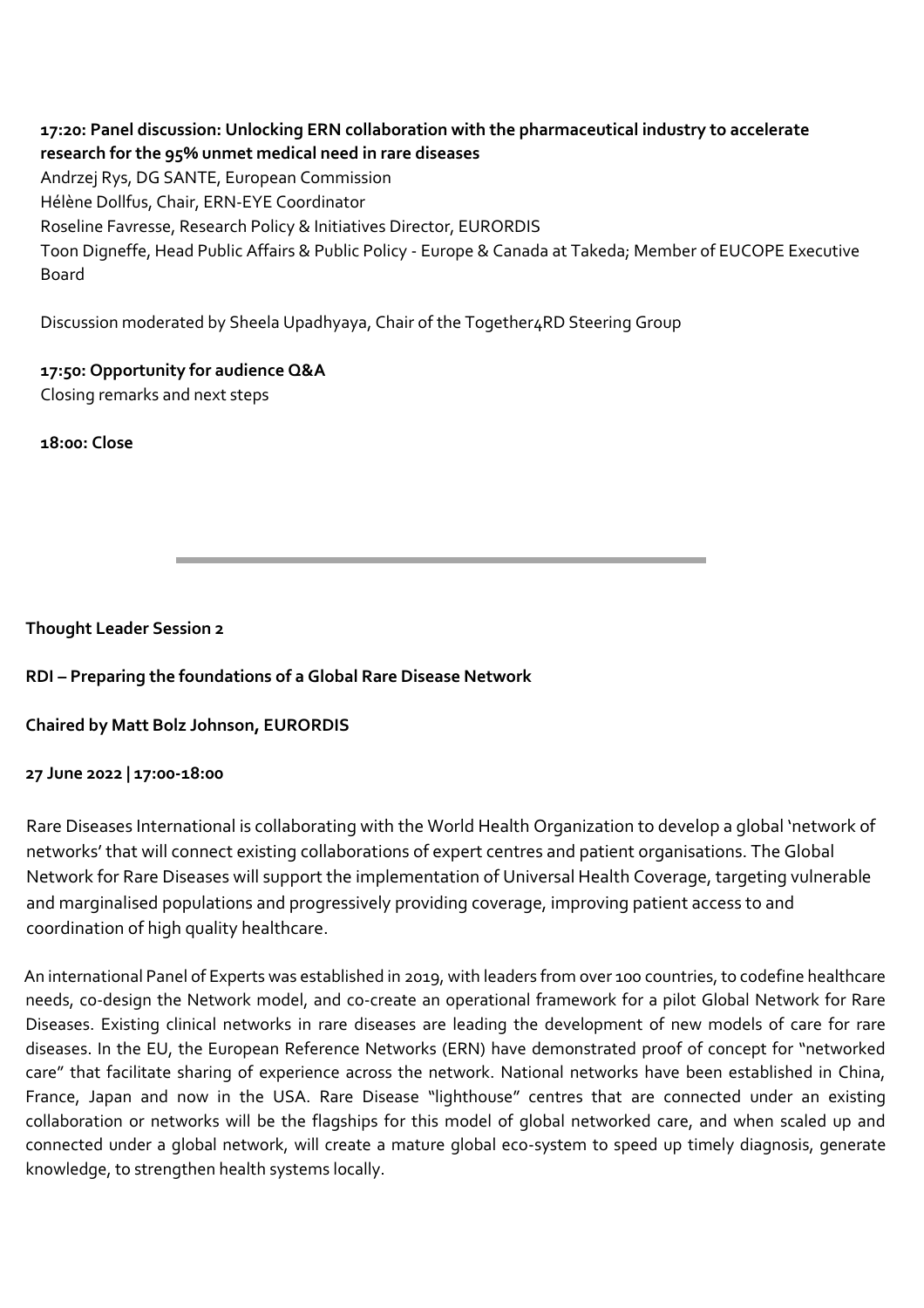**17:20: Panel discussion: Unlocking ERN collaboration with the pharmaceutical industry to accelerate research for the 95% unmet medical need in rare diseases**

Andrzej Rys, DG SANTE, European Commission
Hélène Dollfus, Chair, ERN-EYE Coordinator
Roseline Favresse, Research Policy & Initiatives Director, EURORDIS
Toon Digneffe, Head Public Affairs & Public Policy - Europe & Canada at Takeda; Member of EUCOPE Executive Board

Discussion moderated by Sheela Upadhyaya, Chair of the Together4RD Steering Group

**17:50: Opportunity for audience Q&A**

Closing remarks and next steps

**18:00: Close**

---

**Thought Leader Session 2**

**RDI – Preparing the foundations of a Global Rare Disease Network**

**Chaired by Matt Bolz Johnson, EURORDIS**

**27 June 2022 | 17:00-18:00**

Rare Diseases International is collaborating with the World Health Organization to develop a global 'network of networks' that will connect existing collaborations of expert centres and patient organisations. The Global Network for Rare Diseases will support the implementation of Universal Health Coverage, targeting vulnerable and marginalised populations and progressively providing coverage, improving patient access to and coordination of high quality healthcare.

An international Panel of Experts was established in 2019, with leaders from over 100 countries, to codefine healthcare needs, co-design the Network model, and co-create an operational framework for a pilot Global Network for Rare Diseases. Existing clinical networks in rare diseases are leading the development of new models of care for rare diseases. In the EU, the European Reference Networks (ERN) have demonstrated proof of concept for "networked care" that facilitate sharing of experience across the network. National networks have been established in China, France, Japan and now in the USA. Rare Disease "lighthouse" centres that are connected under an existing collaboration or networks will be the flagships for this model of global networked care, and when scaled up and connected under a global network, will create a mature global eco-system to speed up timely diagnosis, generate knowledge, to strengthen health systems locally.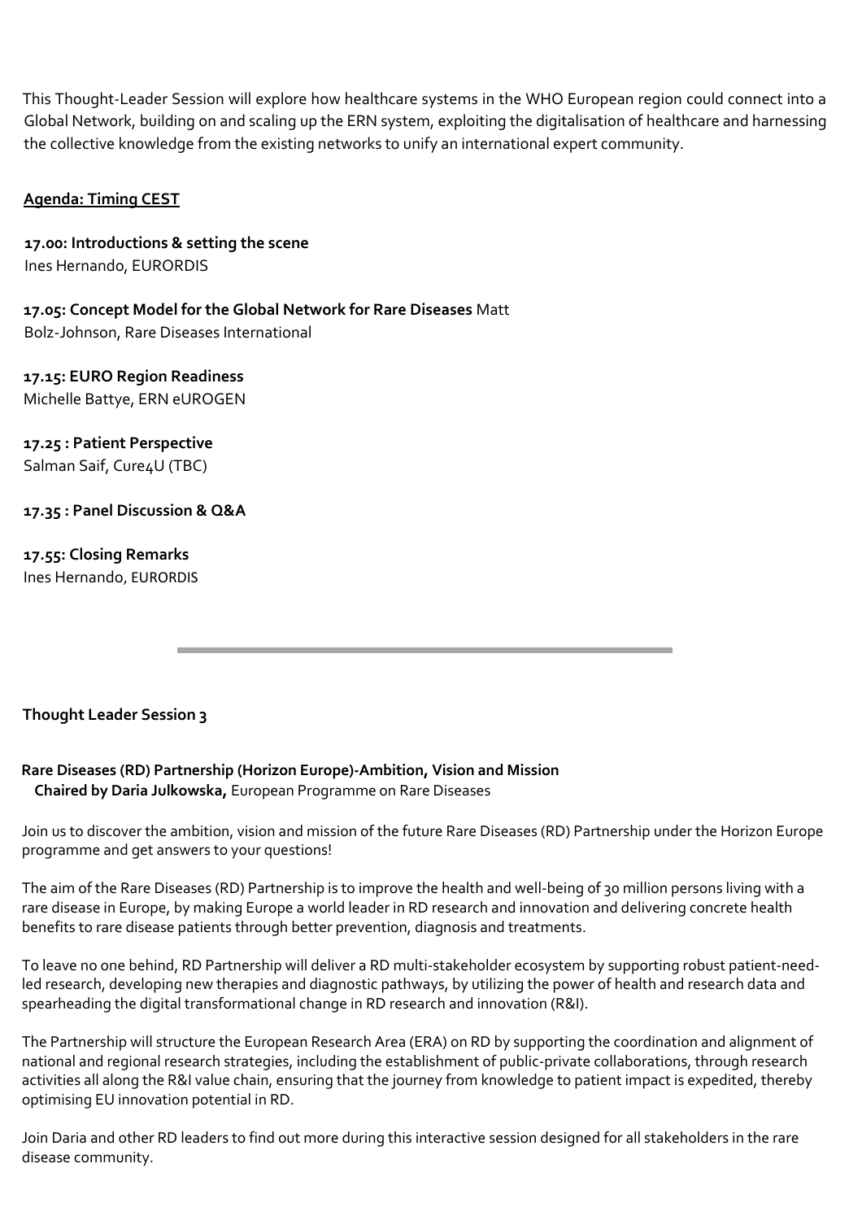This Thought-Leader Session will explore how healthcare systems in the WHO European region could connect into a Global Network, building on and scaling up the ERN system, exploiting the digitalisation of healthcare and harnessing the collective knowledge from the existing networks to unify an international expert community.

**Agenda: Timing CEST**

**17.00: Introductions & setting the scene**
Ines Hernando, EURORDIS

**17.05: Concept Model for the Global Network for Rare Diseases** Matt Bolz-Johnson, Rare Diseases International

**17.15: EURO Region Readiness**
Michelle Battye, ERN eUROGEN

**17.25 : Patient Perspective**
Salman Saif, Cure4U (TBC)

**17.35 : Panel Discussion & Q&A**

**17.55: Closing Remarks**
Ines Hernando, EURORDIS

---

**Thought Leader Session 3**

**Rare Diseases (RD) Partnership (Horizon Europe)-Ambition, Vision and Mission**
**Chaired by Daria Julkowska,** European Programme on Rare Diseases

Join us to discover the ambition, vision and mission of the future Rare Diseases (RD) Partnership under the Horizon Europe programme and get answers to your questions!

The aim of the Rare Diseases (RD) Partnership is to improve the health and well-being of 30 million persons living with a rare disease in Europe, by making Europe a world leader in RD research and innovation and delivering concrete health benefits to rare disease patients through better prevention, diagnosis and treatments.

To leave no one behind, RD Partnership will deliver a RD multi-stakeholder ecosystem by supporting robust patient-need-led research, developing new therapies and diagnostic pathways, by utilizing the power of health and research data and spearheading the digital transformational change in RD research and innovation (R&I).

The Partnership will structure the European Research Area (ERA) on RD by supporting the coordination and alignment of national and regional research strategies, including the establishment of public-private collaborations, through research activities all along the R&I value chain, ensuring that the journey from knowledge to patient impact is expedited, thereby optimising EU innovation potential in RD.

Join Daria and other RD leaders to find out more during this interactive session designed for all stakeholders in the rare disease community.